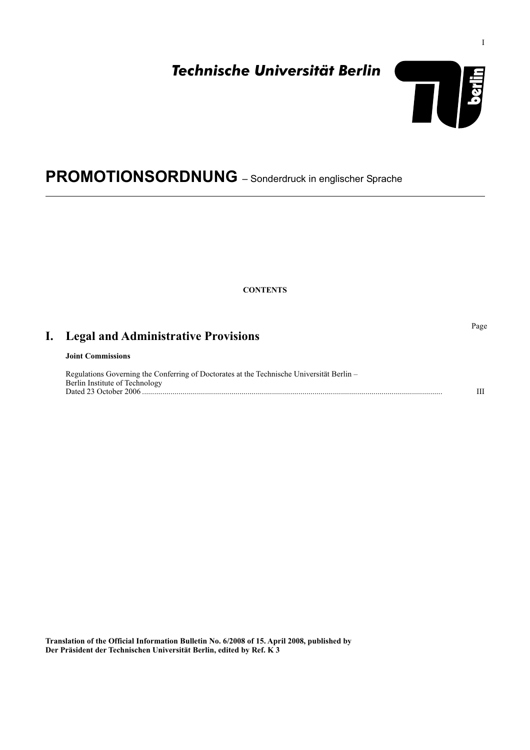# Technische Universität Berlin

# PROMOTIONSORDNUNG – Sonderdruck in englischer Sprache

**CONTENTS**

Page

## I. Legal and Administrative Provisions

**Joint Commissions**

Regulations Governing the Conferring of Doctorates at the Technische Universität Berlin – Berlin Institute of Technology
Dated 23 October 2006 .......... III

**Translation of the Official Information Bulletin No. 6/2008 of 15. April 2008, published by Der Präsident der Technischen Universität Berlin, edited by Ref. K 3**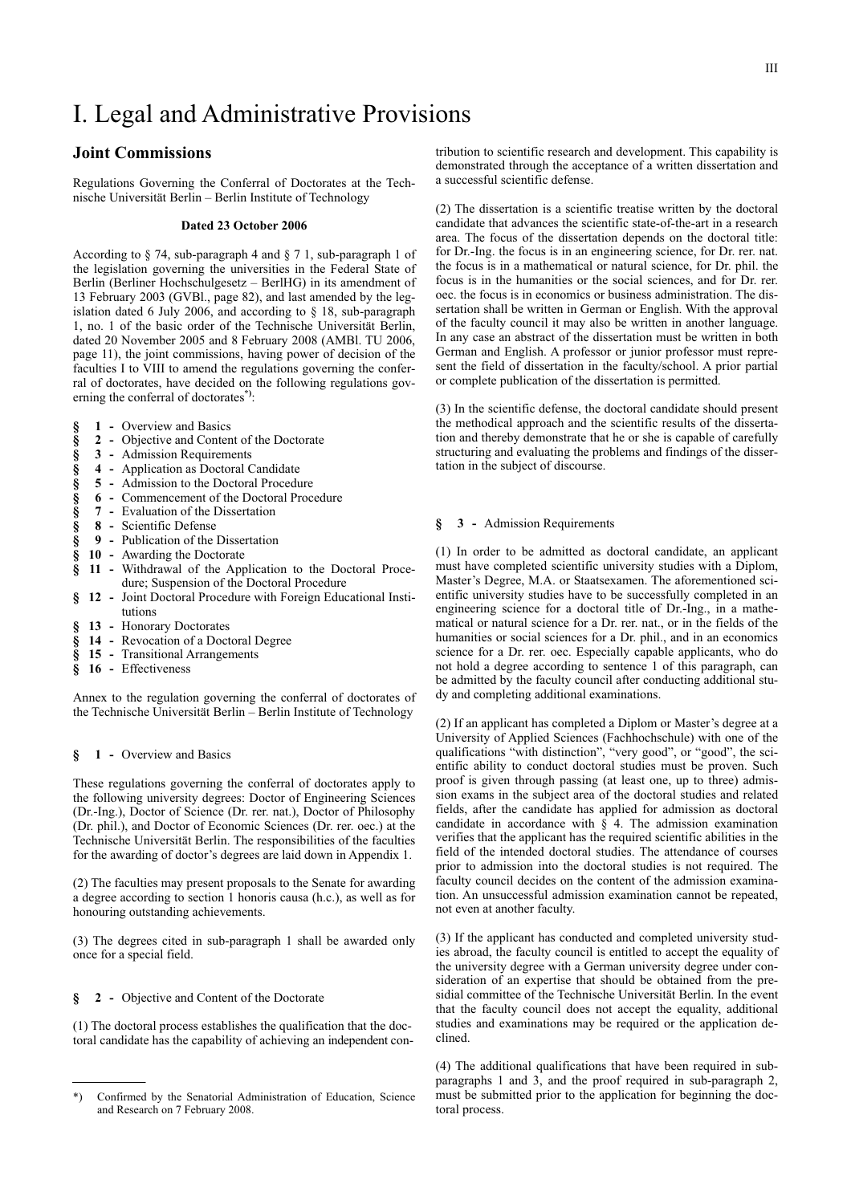# I. Legal and Administrative Provisions

## Joint Commissions

Regulations Governing the Conferral of Doctorates at the Technische Universität Berlin – Berlin Institute of Technology

**Dated 23 October 2006**

According to § 74, sub-paragraph 4 and § 7 1, sub-paragraph 1 of the legislation governing the universities in the Federal State of Berlin (Berliner Hochschulgesetz – BerlHG) in its amendment of 13 February 2003 (GVBl., page 82), and last amended by the legislation dated 6 July 2006, and according to § 18, sub-paragraph 1, no. 1 of the basic order of the Technische Universität Berlin, dated 20 November 2005 and 8 February 2008 (AMBl. TU 2006, page 11), the joint commissions, having power of decision of the faculties I to VIII to amend the regulations governing the conferral of doctorates, have decided on the following regulations governing the conferral of doctorates[*]:

- § 1 - Overview and Basics
- § 2 - Objective and Content of the Doctorate
- § 3 - Admission Requirements
- § 4 - Application as Doctoral Candidate
- § 5 - Admission to the Doctoral Procedure
- § 6 - Commencement of the Doctoral Procedure
- § 7 - Evaluation of the Dissertation
- § 8 - Scientific Defense
- § 9 - Publication of the Dissertation
- § 10 - Awarding the Doctorate
- § 11 - Withdrawal of the Application to the Doctoral Procedure; Suspension of the Doctoral Procedure
- § 12 - Joint Doctoral Procedure with Foreign Educational Institutions
- § 13 - Honorary Doctorates
- § 14 - Revocation of a Doctoral Degree
- § 15 - Transitional Arrangements
- § 16 - Effectiveness

Annex to the regulation governing the conferral of doctorates of the Technische Universität Berlin – Berlin Institute of Technology

### § 1 - Overview and Basics

These regulations governing the conferral of doctorates apply to the following university degrees: Doctor of Engineering Sciences (Dr.-Ing.), Doctor of Science (Dr. rer. nat.), Doctor of Philosophy (Dr. phil.), and Doctor of Economic Sciences (Dr. rer. oec.) at the Technische Universität Berlin. The responsibilities of the faculties for the awarding of doctor's degrees are laid down in Appendix 1.

(2) The faculties may present proposals to the Senate for awarding a degree according to section 1 honoris causa (h.c.), as well as for honouring outstanding achievements.

(3) The degrees cited in sub-paragraph 1 shall be awarded only once for a special field.

### § 2 - Objective and Content of the Doctorate

(1) The doctoral process establishes the qualification that the doctoral candidate has the capability of achieving an independent contribution to scientific research and development. This capability is demonstrated through the acceptance of a written dissertation and a successful scientific defense.

(2) The dissertation is a scientific treatise written by the doctoral candidate that advances the scientific state-of-the-art in a research area. The focus of the dissertation depends on the doctoral title: for Dr.-Ing. the focus is in an engineering science, for Dr. rer. nat. the focus is in a mathematical or natural science, for Dr. phil. the focus is in the humanities or the social sciences, and for Dr. rer. oec. the focus is in economics or business administration. The dissertation shall be written in German or English. With the approval of the faculty council it may also be written in another language. In any case an abstract of the dissertation must be written in both German and English. A professor or junior professor must represent the field of dissertation in the faculty/school. A prior partial or complete publication of the dissertation is permitted.

(3) In the scientific defense, the doctoral candidate should present the methodical approach and the scientific results of the dissertation and thereby demonstrate that he or she is capable of carefully structuring and evaluating the problems and findings of the dissertation in the subject of discourse.

### § 3 - Admission Requirements

(1) In order to be admitted as doctoral candidate, an applicant must have completed scientific university studies with a Diplom, Master's Degree, M.A. or Staatsexamen. The aforementioned scientific university studies have to be successfully completed in an engineering science for a doctoral title of Dr.-Ing., in a mathematical or natural science for a Dr. rer. nat., or in the fields of the humanities or social sciences for a Dr. phil., and in an economics science for a Dr. rer. oec. Especially capable applicants, who do not hold a degree according to sentence 1 of this paragraph, can be admitted by the faculty council after conducting additional study and completing additional examinations.

(2) If an applicant has completed a Diplom or Master's degree at a University of Applied Sciences (Fachhochschule) with one of the qualifications "with distinction", "very good", or "good", the scientific ability to conduct doctoral studies must be proven. Such proof is given through passing (at least one, up to three) admission exams in the subject area of the doctoral studies and related fields, after the candidate has applied for admission as doctoral candidate in accordance with § 4. The admission examination verifies that the applicant has the required scientific abilities in the field of the intended doctoral studies. The attendance of courses prior to admission into the doctoral studies is not required. The faculty council decides on the content of the admission examination. An unsuccessful admission examination cannot be repeated, not even at another faculty.

(3) If the applicant has conducted and completed university studies abroad, the faculty council is entitled to accept the equality of the university degree with a German university degree under consideration of an expertise that should be obtained from the presidial committee of the Technische Universität Berlin. In the event that the faculty council does not accept the equality, additional studies and examinations may be required or the application declined.

(4) The additional qualifications that have been required in sub-paragraphs 1 and 3, and the proof required in sub-paragraph 2, must be submitted prior to the application for beginning the doctoral process.

---

[*] Confirmed by the Senatorial Administration of Education, Science and Research on 7 February 2008.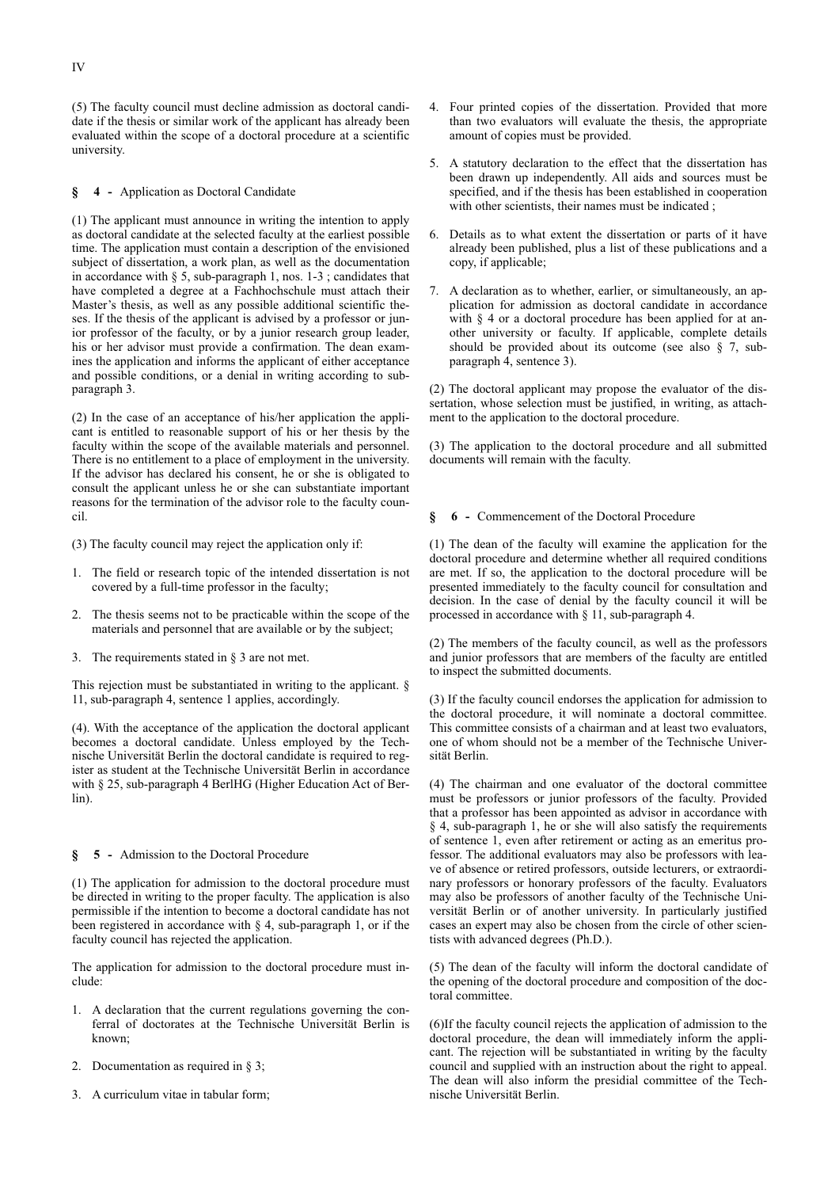(5) The faculty council must decline admission as doctoral candidate if the thesis or similar work of the applicant has already been evaluated within the scope of a doctoral procedure at a scientific university.

## § 4 - Application as Doctoral Candidate

(1) The applicant must announce in writing the intention to apply as doctoral candidate at the selected faculty at the earliest possible time. The application must contain a description of the envisioned subject of dissertation, a work plan, as well as the documentation in accordance with § 5, sub-paragraph 1, nos. 1-3 ; candidates that have completed a degree at a Fachhochschule must attach their Master's thesis, as well as any possible additional scientific theses. If the thesis of the applicant is advised by a professor or junior professor of the faculty, or by a junior research group leader, his or her advisor must provide a confirmation. The dean examines the application and informs the applicant of either acceptance and possible conditions, or a denial in writing according to sub-paragraph 3.

(2) In the case of an acceptance of his/her application the applicant is entitled to reasonable support of his or her thesis by the faculty within the scope of the available materials and personnel. There is no entitlement to a place of employment in the university. If the advisor has declared his consent, he or she is obligated to consult the applicant unless he or she can substantiate important reasons for the termination of the advisor role to the faculty council.

(3) The faculty council may reject the application only if:

1. The field or research topic of the intended dissertation is not covered by a full-time professor in the faculty;
2. The thesis seems not to be practicable within the scope of the materials and personnel that are available or by the subject;
3. The requirements stated in § 3 are not met.

This rejection must be substantiated in writing to the applicant. § 11, sub-paragraph 4, sentence 1 applies, accordingly.

(4). With the acceptance of the application the doctoral applicant becomes a doctoral candidate. Unless employed by the Technische Universität Berlin the doctoral candidate is required to register as student at the Technische Universität Berlin in accordance with § 25, sub-paragraph 4 BerlHG (Higher Education Act of Berlin).

## § 5 - Admission to the Doctoral Procedure

(1) The application for admission to the doctoral procedure must be directed in writing to the proper faculty. The application is also permissible if the intention to become a doctoral candidate has not been registered in accordance with § 4, sub-paragraph 1, or if the faculty council has rejected the application.

The application for admission to the doctoral procedure must include:

1. A declaration that the current regulations governing the conferral of doctorates at the Technische Universität Berlin is known;
2. Documentation as required in § 3;
3. A curriculum vitae in tabular form;
4. Four printed copies of the dissertation. Provided that more than two evaluators will evaluate the thesis, the appropriate amount of copies must be provided.
5. A statutory declaration to the effect that the dissertation has been drawn up independently. All aids and sources must be specified, and if the thesis has been established in cooperation with other scientists, their names must be indicated ;
6. Details as to what extent the dissertation or parts of it have already been published, plus a list of these publications and a copy, if applicable;
7. A declaration as to whether, earlier, or simultaneously, an application for admission as doctoral candidate in accordance with § 4 or a doctoral procedure has been applied for at another university or faculty. If applicable, complete details should be provided about its outcome (see also § 7, sub-paragraph 4, sentence 3).

(2) The doctoral applicant may propose the evaluator of the dissertation, whose selection must be justified, in writing, as attachment to the application to the doctoral procedure.

(3) The application to the doctoral procedure and all submitted documents will remain with the faculty.

## § 6 - Commencement of the Doctoral Procedure

(1) The dean of the faculty will examine the application for the doctoral procedure and determine whether all required conditions are met. If so, the application to the doctoral procedure will be presented immediately to the faculty council for consultation and decision. In the case of denial by the faculty council it will be processed in accordance with § 11, sub-paragraph 4.

(2) The members of the faculty council, as well as the professors and junior professors that are members of the faculty are entitled to inspect the submitted documents.

(3) If the faculty council endorses the application for admission to the doctoral procedure, it will nominate a doctoral committee. This committee consists of a chairman and at least two evaluators, one of whom should not be a member of the Technische Universität Berlin.

(4) The chairman and one evaluator of the doctoral committee must be professors or junior professors of the faculty. Provided that a professor has been appointed as advisor in accordance with § 4, sub-paragraph 1, he or she will also satisfy the requirements of sentence 1, even after retirement or acting as an emeritus professor. The additional evaluators may also be professors with leave of absence or retired professors, outside lecturers, or extraordinary professors or honorary professors of the faculty. Evaluators may also be professors of another faculty of the Technische Universität Berlin or of another university. In particularly justified cases an expert may also be chosen from the circle of other scientists with advanced degrees (Ph.D.).

(5) The dean of the faculty will inform the doctoral candidate of the opening of the doctoral procedure and composition of the doctoral committee.

(6)If the faculty council rejects the application of admission to the doctoral procedure, the dean will immediately inform the applicant. The rejection will be substantiated in writing by the faculty council and supplied with an instruction about the right to appeal. The dean will also inform the presidial committee of the Technische Universität Berlin.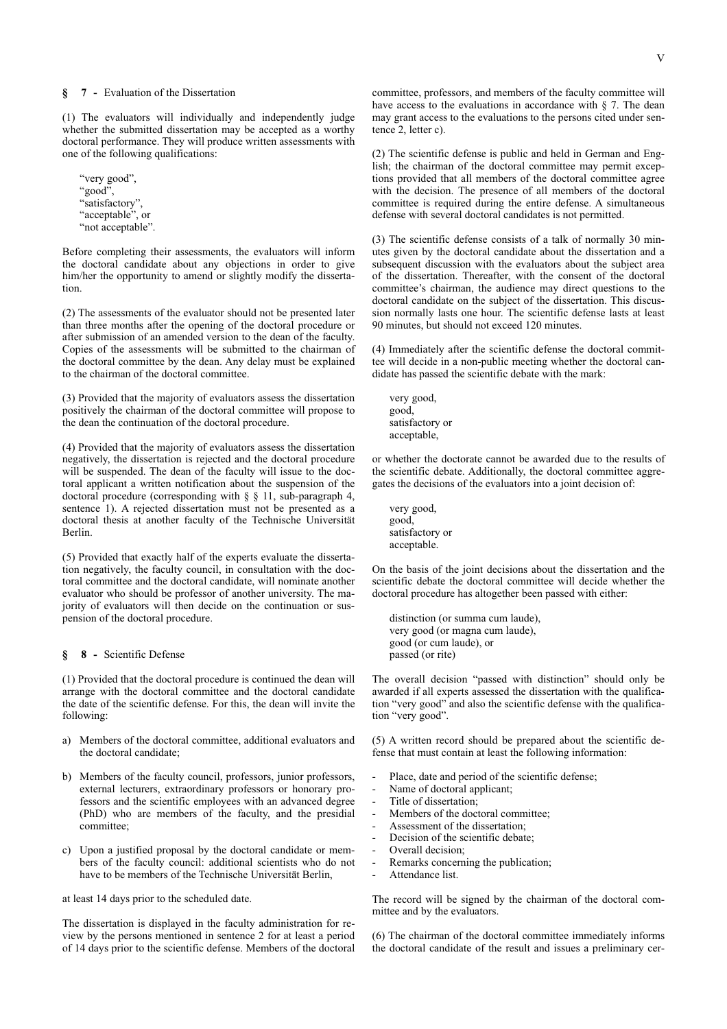## § 7 - Evaluation of the Dissertation

(1) The evaluators will individually and independently judge whether the submitted dissertation may be accepted as a worthy doctoral performance. They will produce written assessments with one of the following qualifications:

"very good",
"good",
"satisfactory",
"acceptable", or
"not acceptable".

Before completing their assessments, the evaluators will inform the doctoral candidate about any objections in order to give him/her the opportunity to amend or slightly modify the dissertation.

(2) The assessments of the evaluator should not be presented later than three months after the opening of the doctoral procedure or after submission of an amended version to the dean of the faculty. Copies of the assessments will be submitted to the chairman of the doctoral committee by the dean. Any delay must be explained to the chairman of the doctoral committee.

(3) Provided that the majority of evaluators assess the dissertation positively the chairman of the doctoral committee will propose to the dean the continuation of the doctoral procedure.

(4) Provided that the majority of evaluators assess the dissertation negatively, the dissertation is rejected and the doctoral procedure will be suspended. The dean of the faculty will issue to the doctoral applicant a written notification about the suspension of the doctoral procedure (corresponding with § § 11, sub-paragraph 4, sentence 1). A rejected dissertation must not be presented as a doctoral thesis at another faculty of the Technische Universität Berlin.

(5) Provided that exactly half of the experts evaluate the dissertation negatively, the faculty council, in consultation with the doctoral committee and the doctoral candidate, will nominate another evaluator who should be professor of another university. The majority of evaluators will then decide on the continuation or suspension of the doctoral procedure.

## § 8 - Scientific Defense

(1) Provided that the doctoral procedure is continued the dean will arrange with the doctoral committee and the doctoral candidate the date of the scientific defense. For this, the dean will invite the following:

a) Members of the doctoral committee, additional evaluators and the doctoral candidate;

b) Members of the faculty council, professors, junior professors, external lecturers, extraordinary professors or honorary professors and the scientific employees with an advanced degree (PhD) who are members of the faculty, and the presidial committee;

c) Upon a justified proposal by the doctoral candidate or members of the faculty council: additional scientists who do not have to be members of the Technische Universität Berlin,

at least 14 days prior to the scheduled date.

The dissertation is displayed in the faculty administration for review by the persons mentioned in sentence 2 for at least a period of 14 days prior to the scientific defense. Members of the doctoral committee, professors, and members of the faculty committee will have access to the evaluations in accordance with § 7. The dean may grant access to the evaluations to the persons cited under sentence 2, letter c).

(2) The scientific defense is public and held in German and English; the chairman of the doctoral committee may permit exceptions provided that all members of the doctoral committee agree with the decision. The presence of all members of the doctoral committee is required during the entire defense. A simultaneous defense with several doctoral candidates is not permitted.

(3) The scientific defense consists of a talk of normally 30 minutes given by the doctoral candidate about the dissertation and a subsequent discussion with the evaluators about the subject area of the dissertation. Thereafter, with the consent of the doctoral committee's chairman, the audience may direct questions to the doctoral candidate on the subject of the dissertation. This discussion normally lasts one hour. The scientific defense lasts at least 90 minutes, but should not exceed 120 minutes.

(4) Immediately after the scientific defense the doctoral committee will decide in a non-public meeting whether the doctoral candidate has passed the scientific debate with the mark:

very good,
good,
satisfactory or
acceptable,

or whether the doctorate cannot be awarded due to the results of the scientific debate. Additionally, the doctoral committee aggregates the decisions of the evaluators into a joint decision of:

very good,
good,
satisfactory or
acceptable.

On the basis of the joint decisions about the dissertation and the scientific debate the doctoral committee will decide whether the doctoral procedure has altogether been passed with either:

distinction (or summa cum laude),
very good (or magna cum laude),
good (or cum laude), or
passed (or rite)

The overall decision "passed with distinction" should only be awarded if all experts assessed the dissertation with the qualification "very good" and also the scientific defense with the qualification "very good".

(5) A written record should be prepared about the scientific defense that must contain at least the following information:

- Place, date and period of the scientific defense;
- Name of doctoral applicant;
- Title of dissertation;
- Members of the doctoral committee;
- Assessment of the dissertation;
- Decision of the scientific debate;
- Overall decision;
- Remarks concerning the publication;
- Attendance list.

The record will be signed by the chairman of the doctoral committee and by the evaluators.

(6) The chairman of the doctoral committee immediately informs the doctoral candidate of the result and issues a preliminary cer-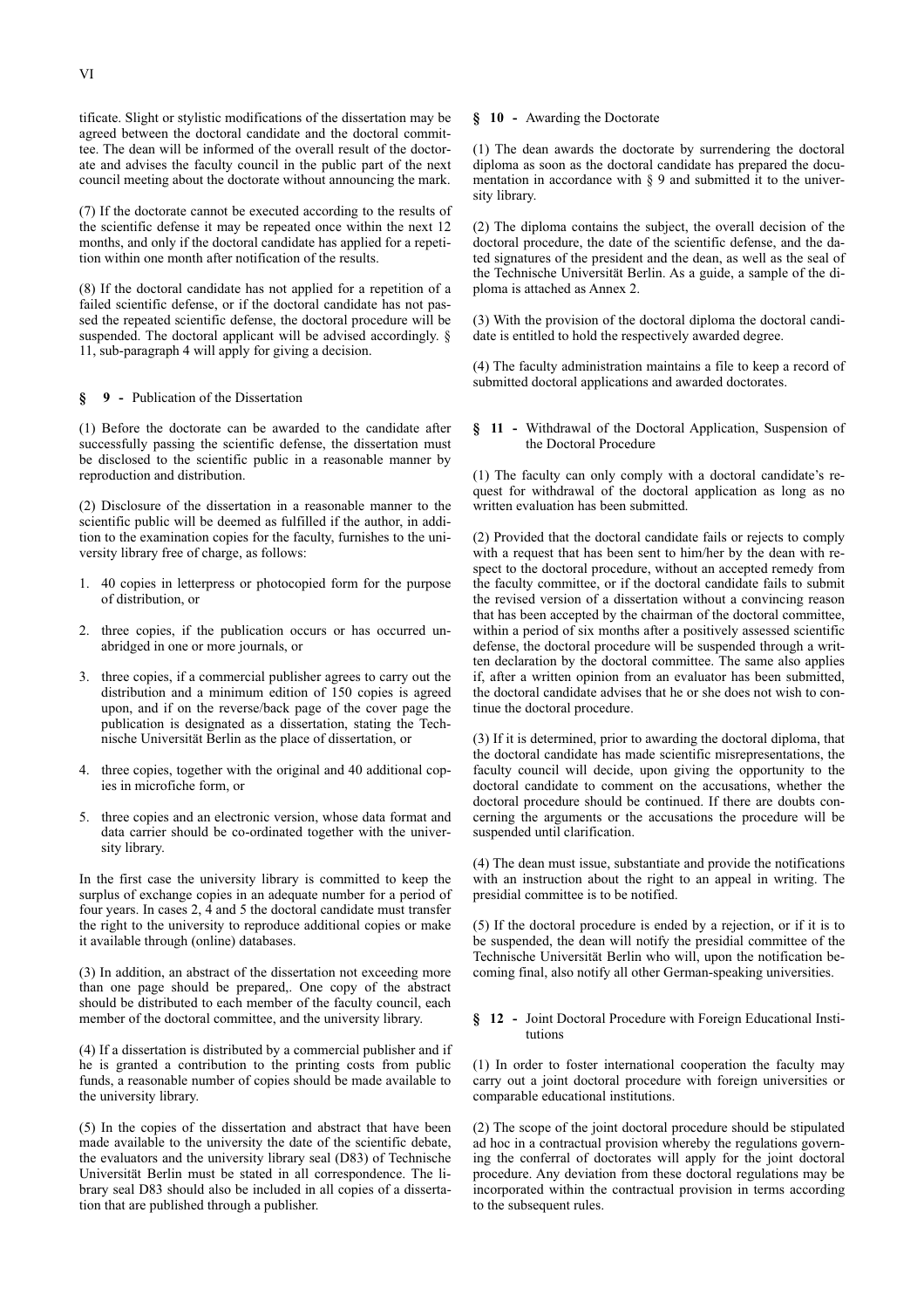tificate. Slight or stylistic modifications of the dissertation may be agreed between the doctoral candidate and the doctoral committee. The dean will be informed of the overall result of the doctorate and advises the faculty council in the public part of the next council meeting about the doctorate without announcing the mark.

(7) If the doctorate cannot be executed according to the results of the scientific defense it may be repeated once within the next 12 months, and only if the doctoral candidate has applied for a repetition within one month after notification of the results.

(8) If the doctoral candidate has not applied for a repetition of a failed scientific defense, or if the doctoral candidate has not passed the repeated scientific defense, the doctoral procedure will be suspended. The doctoral applicant will be advised accordingly. § 11, sub-paragraph 4 will apply for giving a decision.

## § 9 - Publication of the Dissertation

(1) Before the doctorate can be awarded to the candidate after successfully passing the scientific defense, the dissertation must be disclosed to the scientific public in a reasonable manner by reproduction and distribution.

(2) Disclosure of the dissertation in a reasonable manner to the scientific public will be deemed as fulfilled if the author, in addition to the examination copies for the faculty, furnishes to the university library free of charge, as follows:

1. 40 copies in letterpress or photocopied form for the purpose of distribution, or
2. three copies, if the publication occurs or has occurred unabridged in one or more journals, or
3. three copies, if a commercial publisher agrees to carry out the distribution and a minimum edition of 150 copies is agreed upon, and if on the reverse/back page of the cover page the publication is designated as a dissertation, stating the Technische Universität Berlin as the place of dissertation, or
4. three copies, together with the original and 40 additional copies in microfiche form, or
5. three copies and an electronic version, whose data format and data carrier should be co-ordinated together with the university library.

In the first case the university library is committed to keep the surplus of exchange copies in an adequate number for a period of four years. In cases 2, 4 and 5 the doctoral candidate must transfer the right to the university to reproduce additional copies or make it available through (online) databases.

(3) In addition, an abstract of the dissertation not exceeding more than one page should be prepared,. One copy of the abstract should be distributed to each member of the faculty council, each member of the doctoral committee, and the university library.

(4) If a dissertation is distributed by a commercial publisher and if he is granted a contribution to the printing costs from public funds, a reasonable number of copies should be made available to the university library.

(5) In the copies of the dissertation and abstract that have been made available to the university the date of the scientific debate, the evaluators and the university library seal (D83) of Technische Universität Berlin must be stated in all correspondence. The library seal D83 should also be included in all copies of a dissertation that are published through a publisher.

## § 10 - Awarding the Doctorate

(1) The dean awards the doctorate by surrendering the doctoral diploma as soon as the doctoral candidate has prepared the documentation in accordance with § 9 and submitted it to the university library.

(2) The diploma contains the subject, the overall decision of the doctoral procedure, the date of the scientific defense, and the dated signatures of the president and the dean, as well as the seal of the Technische Universität Berlin. As a guide, a sample of the diploma is attached as Annex 2.

(3) With the provision of the doctoral diploma the doctoral candidate is entitled to hold the respectively awarded degree.

(4) The faculty administration maintains a file to keep a record of submitted doctoral applications and awarded doctorates.

## § 11 - Withdrawal of the Doctoral Application, Suspension of the Doctoral Procedure

(1) The faculty can only comply with a doctoral candidate's request for withdrawal of the doctoral application as long as no written evaluation has been submitted.

(2) Provided that the doctoral candidate fails or rejects to comply with a request that has been sent to him/her by the dean with respect to the doctoral procedure, without an accepted remedy from the faculty committee, or if the doctoral candidate fails to submit the revised version of a dissertation without a convincing reason that has been accepted by the chairman of the doctoral committee, within a period of six months after a positively assessed scientific defense, the doctoral procedure will be suspended through a written declaration by the doctoral committee. The same also applies if, after a written opinion from an evaluator has been submitted, the doctoral candidate advises that he or she does not wish to continue the doctoral procedure.

(3) If it is determined, prior to awarding the doctoral diploma, that the doctoral candidate has made scientific misrepresentations, the faculty council will decide, upon giving the opportunity to the doctoral candidate to comment on the accusations, whether the doctoral procedure should be continued. If there are doubts concerning the arguments or the accusations the procedure will be suspended until clarification.

(4) The dean must issue, substantiate and provide the notifications with an instruction about the right to an appeal in writing. The presidial committee is to be notified.

(5) If the doctoral procedure is ended by a rejection, or if it is to be suspended, the dean will notify the presidial committee of the Technische Universität Berlin who will, upon the notification becoming final, also notify all other German-speaking universities.

## § 12 - Joint Doctoral Procedure with Foreign Educational Institutions

(1) In order to foster international cooperation the faculty may carry out a joint doctoral procedure with foreign universities or comparable educational institutions.

(2) The scope of the joint doctoral procedure should be stipulated ad hoc in a contractual provision whereby the regulations governing the conferral of doctorates will apply for the joint doctoral procedure. Any deviation from these doctoral regulations may be incorporated within the contractual provision in terms according to the subsequent rules.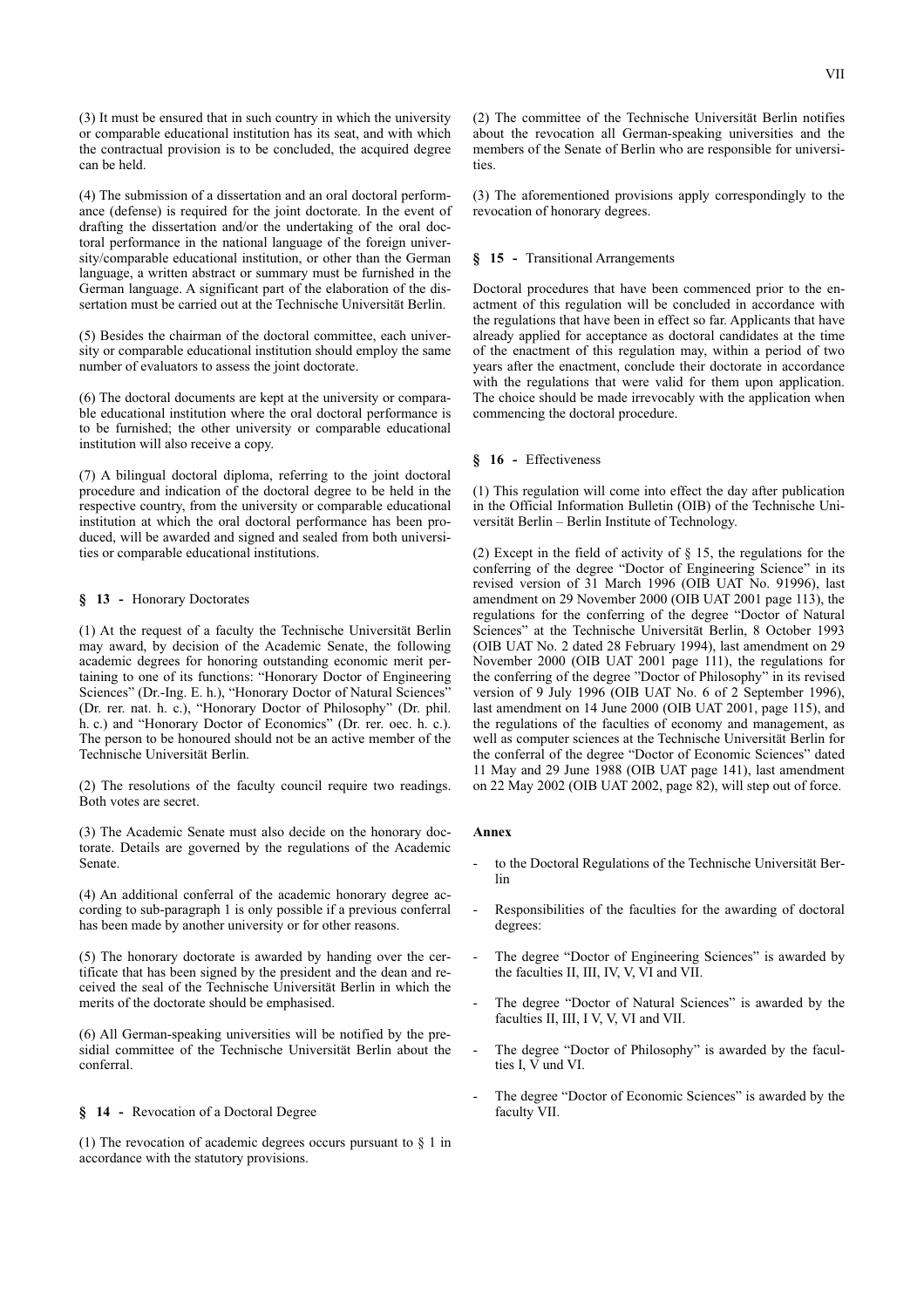(3) It must be ensured that in such country in which the university or comparable educational institution has its seat, and with which the contractual provision is to be concluded, the acquired degree can be held.

(4) The submission of a dissertation and an oral doctoral performance (defense) is required for the joint doctorate. In the event of drafting the dissertation and/or the undertaking of the oral doctoral performance in the national language of the foreign university/comparable educational institution, or other than the German language, a written abstract or summary must be furnished in the German language. A significant part of the elaboration of the dissertation must be carried out at the Technische Universität Berlin.

(5) Besides the chairman of the doctoral committee, each university or comparable educational institution should employ the same number of evaluators to assess the joint doctorate.

(6) The doctoral documents are kept at the university or comparable educational institution where the oral doctoral performance is to be furnished; the other university or comparable educational institution will also receive a copy.

(7) A bilingual doctoral diploma, referring to the joint doctoral procedure and indication of the doctoral degree to be held in the respective country, from the university or comparable educational institution at which the oral doctoral performance has been produced, will be awarded and signed and sealed from both universities or comparable educational institutions.

### § 13 - Honorary Doctorates

(1) At the request of a faculty the Technische Universität Berlin may award, by decision of the Academic Senate, the following academic degrees for honoring outstanding economic merit pertaining to one of its functions: "Honorary Doctor of Engineering Sciences" (Dr.-Ing. E. h.), "Honorary Doctor of Natural Sciences" (Dr. rer. nat. h. c.), "Honorary Doctor of Philosophy" (Dr. phil. h. c.) and "Honorary Doctor of Economics" (Dr. rer. oec. h. c.). The person to be honoured should not be an active member of the Technische Universität Berlin.

(2) The resolutions of the faculty council require two readings. Both votes are secret.

(3) The Academic Senate must also decide on the honorary doctorate. Details are governed by the regulations of the Academic Senate.

(4) An additional conferral of the academic honorary degree according to sub-paragraph 1 is only possible if a previous conferral has been made by another university or for other reasons.

(5) The honorary doctorate is awarded by handing over the certificate that has been signed by the president and the dean and received the seal of the Technische Universität Berlin in which the merits of the doctorate should be emphasised.

(6) All German-speaking universities will be notified by the presidial committee of the Technische Universität Berlin about the conferral.

### § 14 - Revocation of a Doctoral Degree

(1) The revocation of academic degrees occurs pursuant to § 1 in accordance with the statutory provisions.

(2) The committee of the Technische Universität Berlin notifies about the revocation all German-speaking universities and the members of the Senate of Berlin who are responsible for universities.

(3) The aforementioned provisions apply correspondingly to the revocation of honorary degrees.

### § 15 - Transitional Arrangements

Doctoral procedures that have been commenced prior to the enactment of this regulation will be concluded in accordance with the regulations that have been in effect so far. Applicants that have already applied for acceptance as doctoral candidates at the time of the enactment of this regulation may, within a period of two years after the enactment, conclude their doctorate in accordance with the regulations that were valid for them upon application. The choice should be made irrevocably with the application when commencing the doctoral procedure.

### § 16 - Effectiveness

(1) This regulation will come into effect the day after publication in the Official Information Bulletin (OIB) of the Technische Universität Berlin – Berlin Institute of Technology.

(2) Except in the field of activity of § 15, the regulations for the conferring of the degree "Doctor of Engineering Science" in its revised version of 31 March 1996 (OIB UAT No. 91996), last amendment on 29 November 2000 (OIB UAT 2001 page 113), the regulations for the conferring of the degree "Doctor of Natural Sciences" at the Technische Universität Berlin, 8 October 1993 (OIB UAT No. 2 dated 28 February 1994), last amendment on 29 November 2000 (OIB UAT 2001 page 111), the regulations for the conferring of the degree "Doctor of Philosophy" in its revised version of 9 July 1996 (OIB UAT No. 6 of 2 September 1996), last amendment on 14 June 2000 (OIB UAT 2001, page 115), and the regulations of the faculties of economy and management, as well as computer sciences at the Technische Universität Berlin for the conferral of the degree "Doctor of Economic Sciences" dated 11 May and 29 June 1988 (OIB UAT page 141), last amendment on 22 May 2002 (OIB UAT 2002, page 82), will step out of force.

**Annex**

- to the Doctoral Regulations of the Technische Universität Berlin
- Responsibilities of the faculties for the awarding of doctoral degrees:
- The degree "Doctor of Engineering Sciences" is awarded by the faculties II, III, IV, V, VI and VII.
- The degree "Doctor of Natural Sciences" is awarded by the faculties II, III, I V, V, VI and VII.
- The degree "Doctor of Philosophy" is awarded by the faculties I, V und VI.
- The degree "Doctor of Economic Sciences" is awarded by the faculty VII.